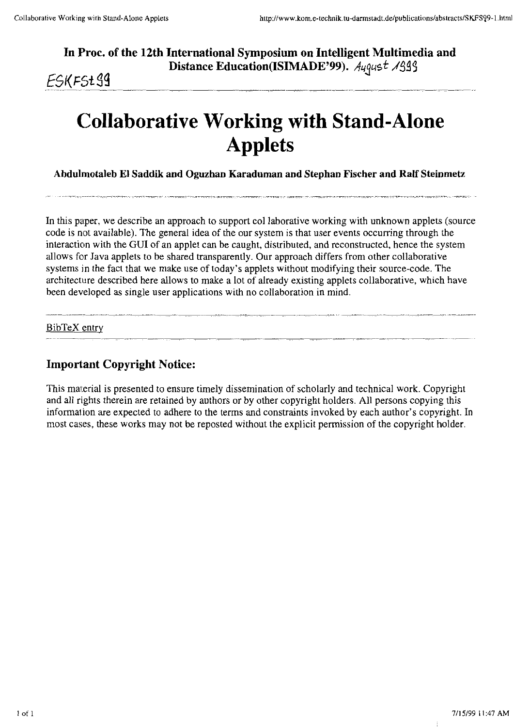**In Proc. of the 12th International Symposium on Intelligent Multimedia and Distance Education(ISIMADE'99).** *August 1999*

ESKFSt99

# Collaborative Working with Stand-Alone Applets

**Abdulmotaleb El Saddik and Oguzhan Karaduman and Stephan Fischer and Ralf Steinmetz**

In this paper, we describe an approach to support col laborative working with unknown applets (source code is not available). The general idea of the our system is that user events occurring through the interaction with the GUI of an applet can be caught, distributed, and reconstructed, hence the system allows for Java applets to be shared transparently. Our approach differs from other collaborative systems in the fact that we make use of today's applets without modifying their source-code. The architecture described here allows to make a lot of already existing applets collaborative, which have been developed as single user applications with no collaboration in mind.

BibTeX entry

## Important Copyright Notice:

This material is presented to ensure timely dissemination of scholarly and technical work. Copyright and all rights therein are retained by authors or by other copyright holders. All persons copying this information are expected to adhere to the terms and constraints invoked by each author's copyright. In most cases, these works may not be reposted without the explicit permission of the copyright holder.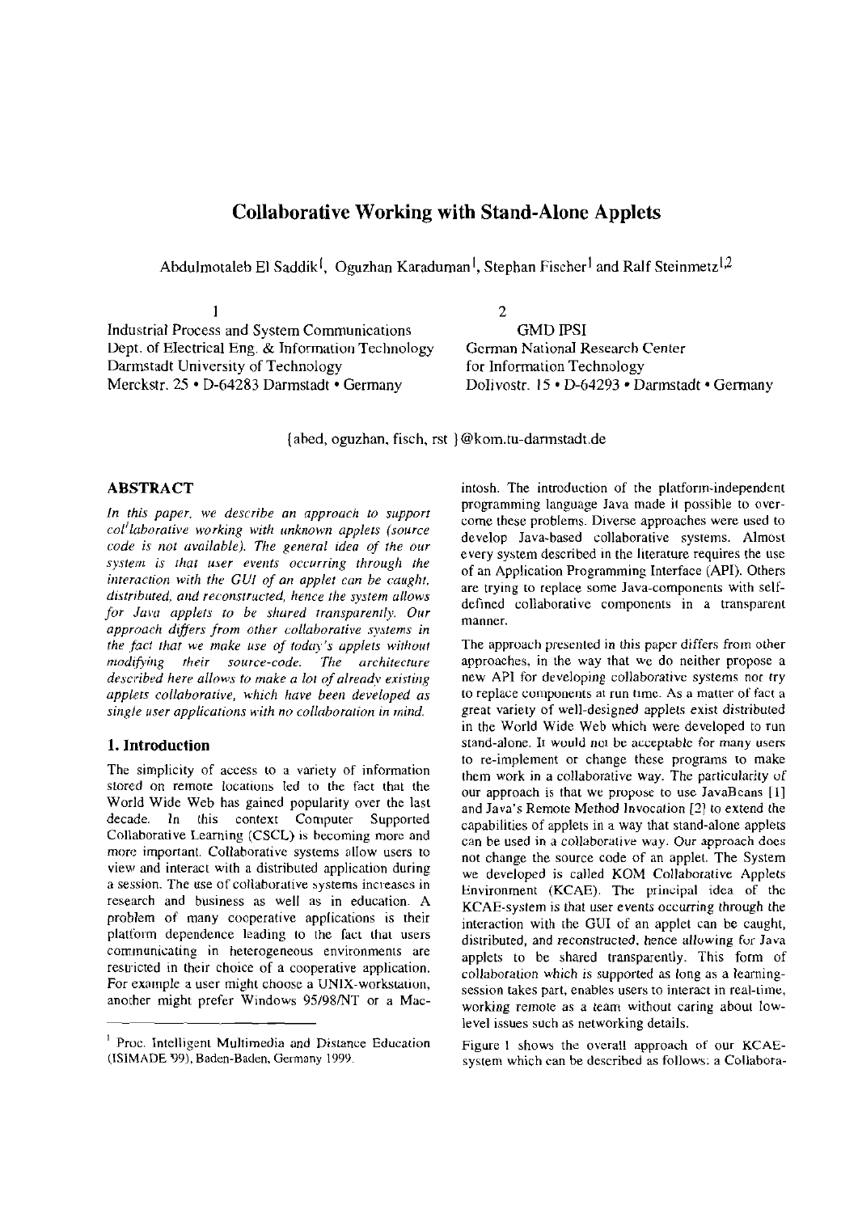# Collaborative Working with Stand-Alone Applets

Abdulmotaleb El Saddik[1], Oguzhan Karaduman[1], Stephan Fischer[1] and Ralf Steinmetz[1,2]

1
Industrial Process and System Communications
Dept. of Electrical Eng. & Information Technology
Darmstadt University of Technology
Merckstr. 25 • D-64283 Darmstadt • Germany

2
GMD IPSI
German National Research Center
for Information Technology
Dolivostr. 15 • D-64293 • Darmstadt • Germany

{abed, oguzhan, fisch, rst }@kom.tu-darmstadt.de

## ABSTRACT

*In this paper, we describe an approach to support collaborative working with unknown applets (source code is not available). The general idea of the our system is that user events occurring through the interaction with the GUI of an applet can be caught, distributed, and reconstructed, hence the system allows for Java applets to be shared transparently. Our approach differs from other collaborative systems in the fact that we make use of today's applets without modifying their source-code. The architecture described here allows to make a lot of already existing applets collaborative, which have been developed as single user applications with no collaboration in mind.*

## 1. Introduction

The simplicity of access to a variety of information stored on remote locations led to the fact that the World Wide Web has gained popularity over the last decade. In this context Computer Supported Collaborative Learning (CSCL) is becoming more and more important. Collaborative systems allow users to view and interact with a distributed application during a session. The use of collaborative systems increases in research and business as well as in education. A problem of many cooperative applications is their platform dependence leading to the fact that users communicating in heterogeneous environments are restricted in their choice of a cooperative application. For example a user might choose a UNIX-workstation, another might prefer Windows 95/98/NT or a Macintosh. The introduction of the platform-independent programming language Java made it possible to overcome these problems. Diverse approaches were used to develop Java-based collaborative systems. Almost every system described in the literature requires the use of an Application Programming Interface (API). Others are trying to replace some Java-components with self-defined collaborative components in a transparent manner.

The approach presented in this paper differs from other approaches, in the way that we do neither propose a new API for developing collaborative systems nor try to replace components at run time. As a matter of fact a great variety of well-designed applets exist distributed in the World Wide Web which were developed to run stand-alone. It would not be acceptable for many users to re-implement or change these programs to make them work in a collaborative way. The particularity of our approach is that we propose to use JavaBeans [1] and Java's Remote Method Invocation [2] to extend the capabilities of applets in a way that stand-alone applets can be used in a collaborative way. Our approach does not change the source code of an applet. The System we developed is called KOM Collaborative Applets Environment (KCAE). The principal idea of the KCAE-system is that user events occurring through the interaction with the GUI of an applet can be caught, distributed, and reconstructed, hence allowing for Java applets to be shared transparently. This form of collaboration which is supported as long as a learning-session takes part, enables users to interact in real-time, working remote as a team without caring about low-level issues such as networking details.

Figure 1 shows the overall approach of our KCAE-system which can be described as follows: a Collabora-

[1] Proc. Intelligent Multimedia and Distance Education (ISIMADE '99), Baden-Baden, Germany 1999.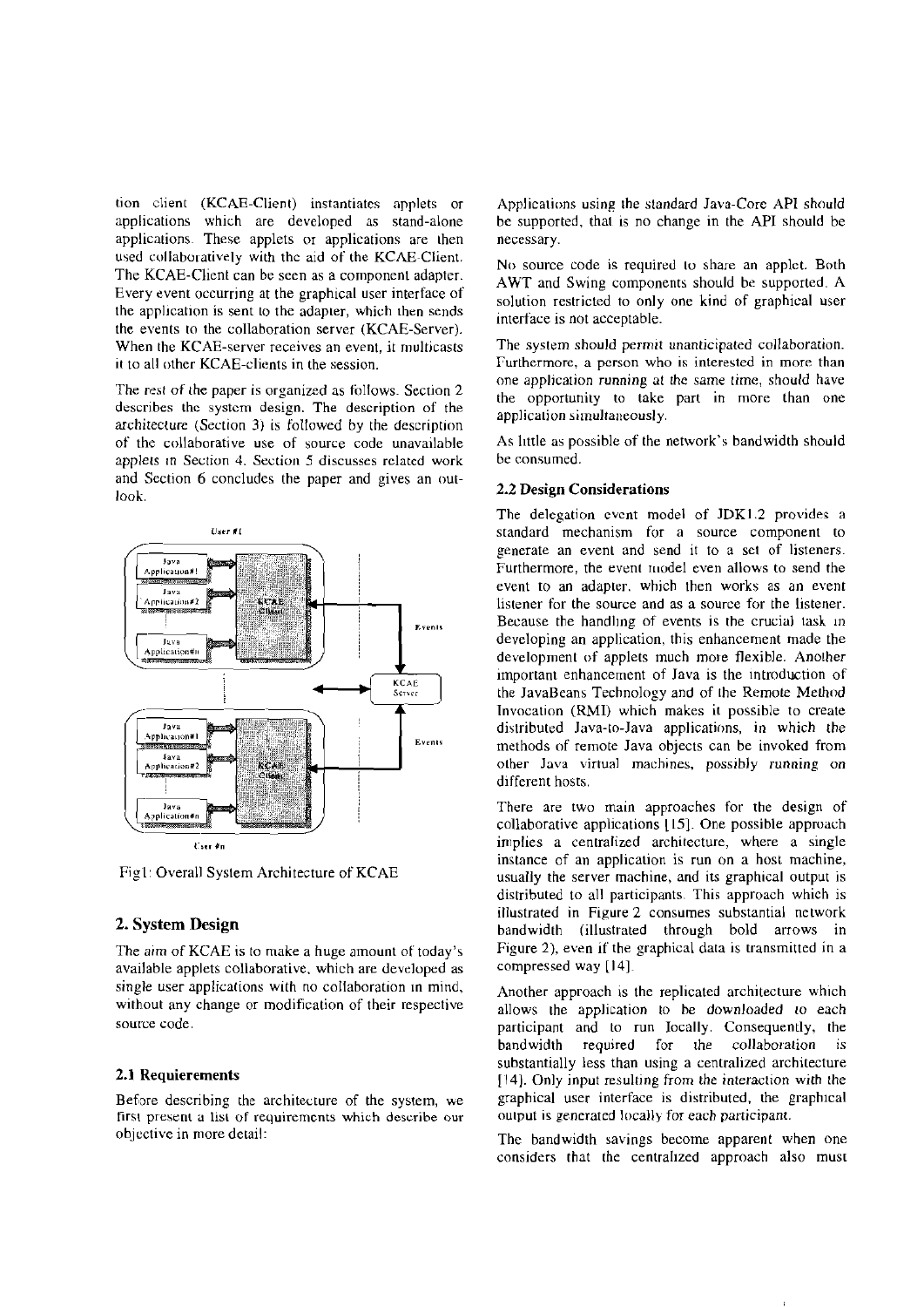tion client (KCAE-Client) instantiates applets or applications which are developed as stand-alone applications. These applets or applications are then used collaboratively with the aid of the KCAE-Client. The KCAE-Client can be seen as a component adapter. Every event occurring at the graphical user interface of the application is sent to the adapter, which then sends the events to the collaboration server (KCAE-Server). When the KCAE-server receives an event, it multicasts it to all other KCAE-clients in the session.

The rest of the paper is organized as follows. Section 2 describes the system design. The description of the architecture (Section 3) is followed by the description of the collaborative use of source code unavailable applets in Section 4. Section 5 discusses related work and Section 6 concludes the paper and gives an outlook.

Fig1: Overall System Architecture of KCAE

## 2. System Design

The aim of KCAE is to make a huge amount of today's available applets collaborative, which are developed as single user applications with no collaboration in mind, without any change or modification of their respective source code.

### 2.1 Requierements

Before describing the architecture of the system, we first present a list of requirements which describe our objective in more detail:

Applications using the standard Java-Core API should be supported, that is no change in the API should be necessary.

No source code is required to share an applet. Both AWT and Swing components should be supported. A solution restricted to only one kind of graphical user interface is not acceptable.

The system should permit unanticipated collaboration. Furthermore, a person who is interested in more than one application running at the same time, should have the opportunity to take part in more than one application simultaneously.

As little as possible of the network's bandwidth should be consumed.

### 2.2 Design Considerations

The delegation event model of JDK1.2 provides a standard mechanism for a source component to generate an event and send it to a set of listeners. Furthermore, the event model even allows to send the event to an adapter, which then works as an event listener for the source and as a source for the listener. Because the handling of events is the crucial task in developing an application, this enhancement made the development of applets much more flexible. Another important enhancement of Java is the introduction of the JavaBeans Technology and of the Remote Method Invocation (RMI) which makes it possible to create distributed Java-to-Java applications, in which the methods of remote Java objects can be invoked from other Java virtual machines, possibly running on different hosts.

There are two main approaches for the design of collaborative applications [15]. One possible approach implies a centralized architecture, where a single instance of an application is run on a host machine, usually the server machine, and its graphical output is distributed to all participants. This approach which is illustrated in Figure 2 consumes substantial network bandwidth (illustrated through bold arrows in Figure 2), even if the graphical data is transmitted in a compressed way [14].

Another approach is the replicated architecture which allows the application to be downloaded to each participant and to run locally. Consequently, the bandwidth required for the collaboration is substantially less than using a centralized architecture [14]. Only input resulting from the interaction with the graphical user interface is distributed, the graphical output is generated locally for each participant.

The bandwidth savings become apparent when one considers that the centralized approach also must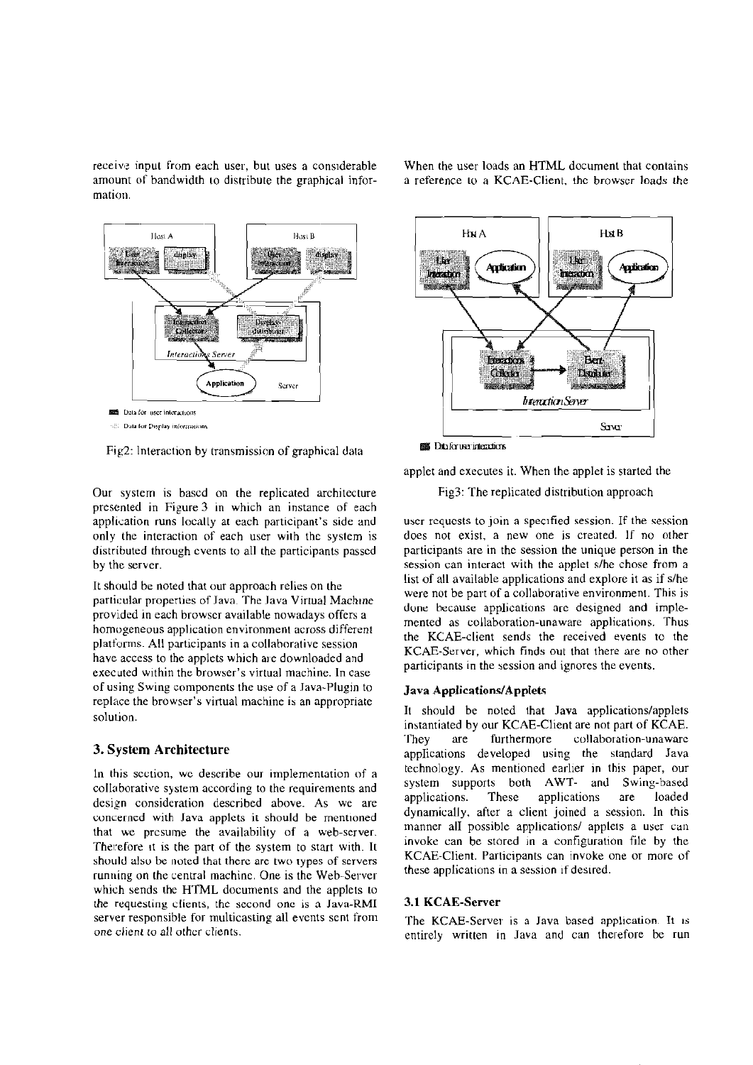receive input from each user, but uses a considerable amount of bandwidth to distribute the graphical information.

Fig2: Interaction by transmission of graphical data

Our system is based on the replicated architecture presented in Figure 3 in which an instance of each application runs locally at each participant's side and only the interaction of each user with the system is distributed through events to all the participants passed by the server.

It should be noted that our approach relies on the particular properties of Java. The Java Virtual Machine provided in each browser available nowadays offers a homogeneous application environment across different platforms. All participants in a collaborative session have access to the applets which are downloaded and executed within the browser's virtual machine. In case of using Swing components the use of a Java-Plugin to replace the browser's virtual machine is an appropriate solution.

## 3. System Architecture

In this section, we describe our implementation of a collaborative system according to the requirements and design consideration described above. As we are concerned with Java applets it should be mentioned that we presume the availability of a web-server. Therefore it is the part of the system to start with. It should also be noted that there are two types of servers running on the central machine. One is the Web-Server which sends the HTML documents and the applets to the requesting clients, the second one is a Java-RMI server responsible for multicasting all events sent from one client to all other clients.

When the user loads an HTML document that contains a reference to a KCAE-Client, the browser loads the applet and executes it. When the applet is started the user requests to join a specified session. If the session does not exist, a new one is created. If no other participants are in the session the unique person in the session can interact with the applet s/he chose from a list of all available applications and explore it as if s/he were not be part of a collaborative environment. This is done because applications are designed and implemented as collaboration-unaware applications. Thus the KCAE-client sends the received events to the KCAE-Server, which finds out that there are no other participants in the session and ignores the events.

Fig3: The replicated distribution approach

### Java Applications/Applets

It should be noted that Java applications/applets instantiated by our KCAE-Client are not part of KCAE. They are furthermore collaboration-unaware applications developed using the standard Java technology. As mentioned earlier in this paper, our system supports both AWT- and Swing-based applications. These applications are loaded dynamically, after a client joined a session. In this manner all possible applications/ applets a user can invoke can be stored in a configuration file by the KCAE-Client. Participants can invoke one or more of these applications in a session if desired.

### 3.1 KCAE-Server

The KCAE-Server is a Java based application. It is entirely written in Java and can therefore be run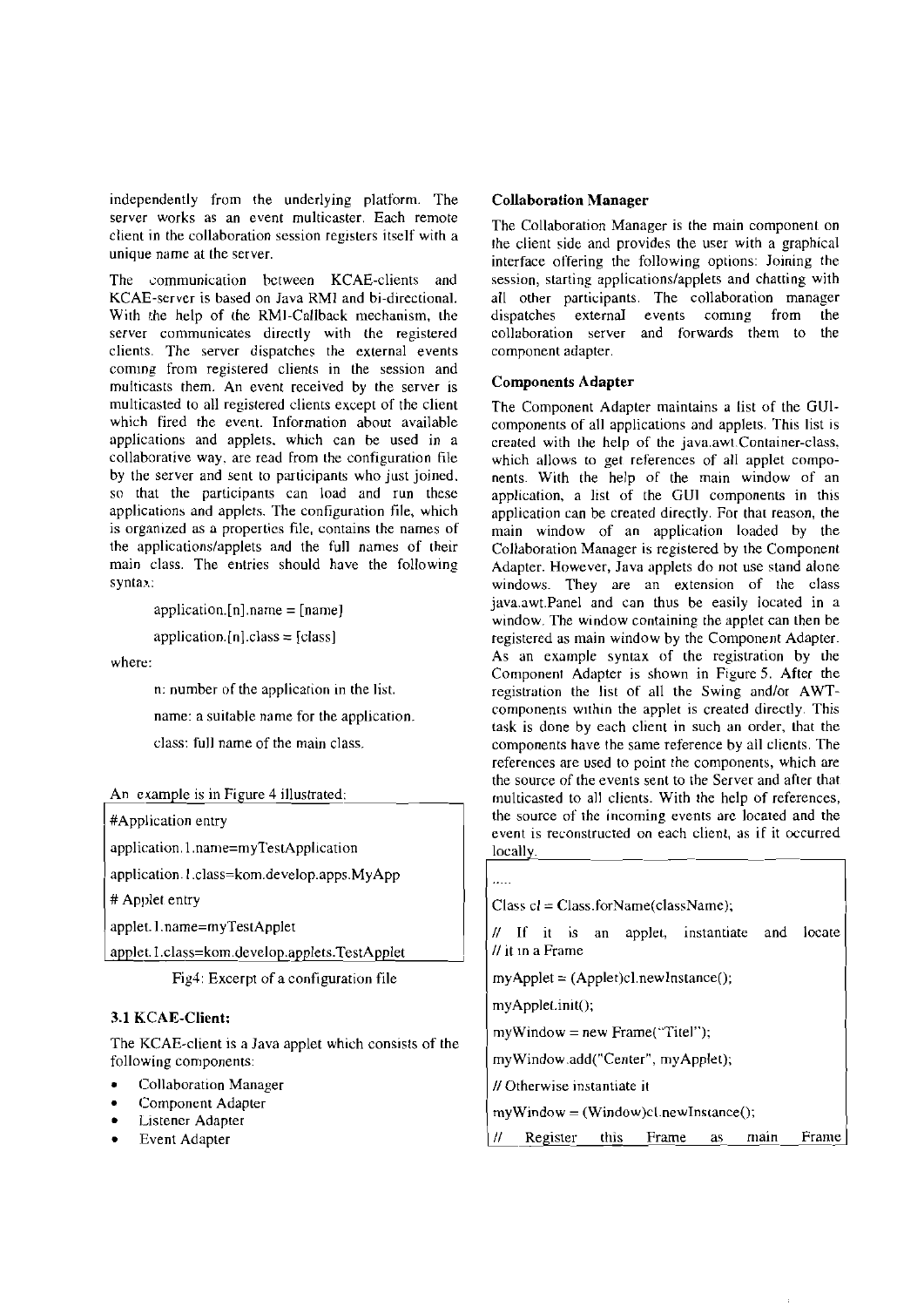independently from the underlying platform. The server works as an event multicaster. Each remote client in the collaboration session registers itself with a unique name at the server.

The communication between KCAE-clients and KCAE-server is based on Java RMI and bi-directional. With the help of the RMI-Callback mechanism, the server communicates directly with the registered clients. The server dispatches the external events coming from registered clients in the session and multicasts them. An event received by the server is multicasted to all registered clients except of the client which fired the event. Information about available applications and applets, which can be used in a collaborative way, are read from the configuration file by the server and sent to participants who just joined, so that the participants can load and run these applications and applets. The configuration file, which is organized as a properties file, contains the names of the applications/applets and the full names of their main class. The entries should have the following syntax:

application.[n].name = [name]

application.[n].class = [class]

where:

n: number of the application in the list.

name: a suitable name for the application.

class: full name of the main class.

An example is in Figure 4 illustrated:

```
#Application entry
application.1.name=myTestApplication
application.1.class=kom.develop.apps.MyApp
# Applet entry
applet.1.name=myTestApplet
applet.1.class=kom.develop.applets.TestApplet
```

Fig4: Excerpt of a configuration file

### 3.1 KCAE-Client:

The KCAE-client is a Java applet which consists of the following components:

- Collaboration Manager
- Component Adapter
- Listener Adapter
- Event Adapter

#### Collaboration Manager

The Collaboration Manager is the main component on the client side and provides the user with a graphical interface offering the following options: Joining the session, starting applications/applets and chatting with all other participants. The collaboration manager dispatches external events coming from the collaboration server and forwards them to the component adapter.

#### Components Adapter

The Component Adapter maintains a list of the GUI-components of all applications and applets. This list is created with the help of the java.awt.Container-class, which allows to get references of all applet components. With the help of the main window of an application, a list of the GUI components in this application can be created directly. For that reason, the main window of an application loaded by the Collaboration Manager is registered by the Component Adapter. However, Java applets do not use stand alone windows. They are an extension of the class java.awt.Panel and can thus be easily located in a window. The window containing the applet can then be registered as main window by the Component Adapter. As an example syntax of the registration by the Component Adapter is shown in Figure 5. After the registration the list of all the Swing and/or AWT-components within the applet is created directly. This task is done by each client in such an order, that the components have the same reference by all clients. The references are used to point the components, which are the source of the events sent to the Server and after that multicasted to all clients. With the help of references, the source of the incoming events are located and the event is reconstructed on each client, as if it occurred locally.

```
.....
Class cl = Class.forName(className);
// If it is an applet, instantiate and locate
// it in a Frame
myApplet = (Applet)cl.newInstance();
myApplet.init();
myWindow = new Frame("Titel");
myWindow.add("Center", myApplet);
// Otherwise instantiate it
myWindow = (Window)cl.newInstance();
// Register this Frame as main Frame
```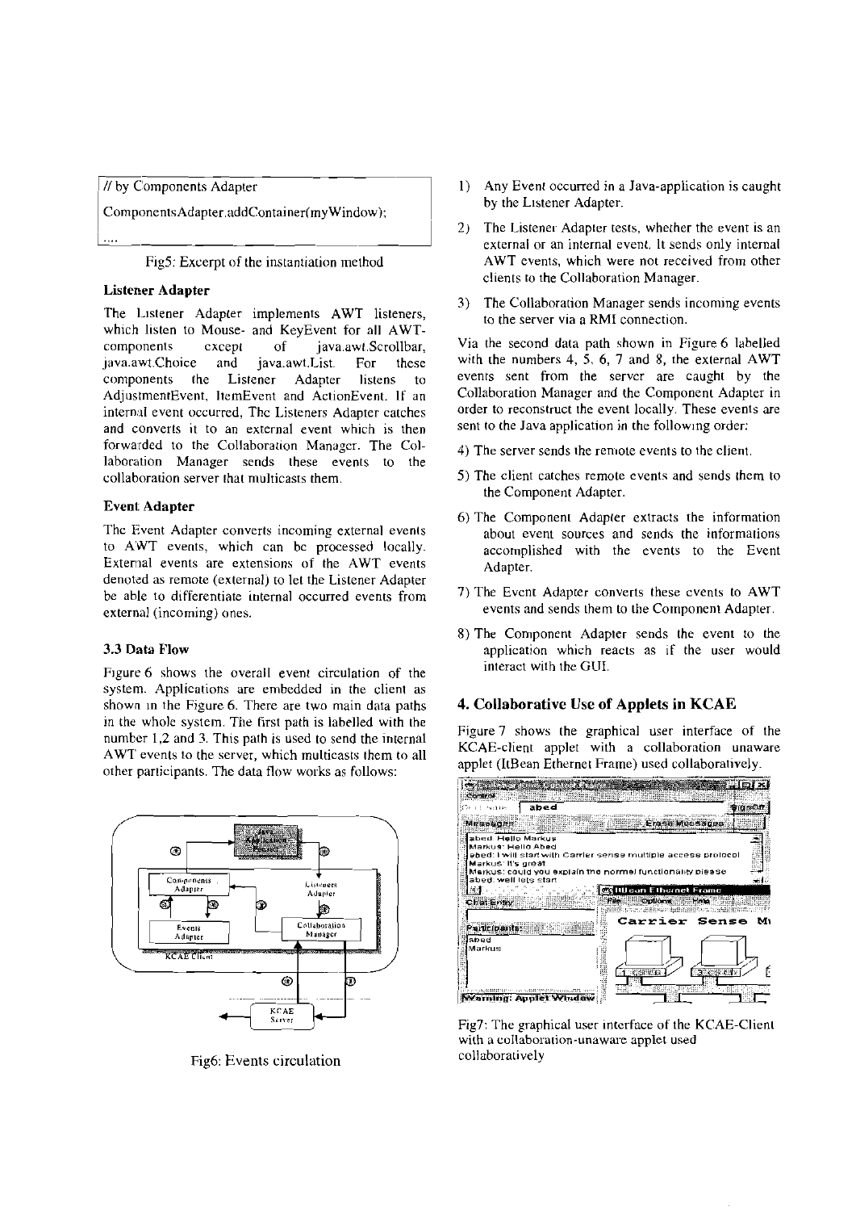```
// by Components Adapter
ComponentsAdapter.addContainer(myWindow);
....
```

Fig5: Excerpt of the instantiation method

**Listener Adapter**

The Listener Adapter implements AWT listeners, which listen to Mouse- and KeyEvent for all AWT-components except of java.awt.Scrollbar, java.awt.Choice and java.awt.List. For these components the Listener Adapter listens to AdjustmentEvent, ItemEvent and ActionEvent. If an internal event occurred, The Listeners Adapter catches and converts it to an external event which is then forwarded to the Collaboration Manager. The Collaboration Manager sends these events to the collaboration server that multicasts them.

**Event Adapter**

The Event Adapter converts incoming external events to AWT events, which can be processed locally. External events are extensions of the AWT events denoted as remote (external) to let the Listener Adapter be able to differentiate internal occurred events from external (incoming) ones.

### 3.3 Data Flow

Figure 6 shows the overall event circulation of the system. Applications are embedded in the client as shown in the Figure 6. There are two main data paths in the whole system. The first path is labelled with the number 1,2 and 3. This path is used to send the internal AWT events to the server, which multicasts them to all other participants. The data flow works as follows:

Fig6: Events circulation

1) Any Event occurred in a Java-application is caught by the Listener Adapter.
2) The Listener Adapter tests, whether the event is an external or an internal event. It sends only internal AWT events, which were not received from other clients to the Collaboration Manager.
3) The Collaboration Manager sends incoming events to the server via a RMI connection.

Via the second data path shown in Figure 6 labelled with the numbers 4, 5, 6, 7 and 8, the external AWT events sent from the server are caught by the Collaboration Manager and the Component Adapter in order to reconstruct the event locally. These events are sent to the Java application in the following order:

4) The server sends the remote events to the client.
5) The client catches remote events and sends them to the Component Adapter.
6) The Component Adapter extracts the information about event sources and sends the informations accomplished with the events to the Event Adapter.
7) The Event Adapter converts these events to AWT events and sends them to the Component Adapter.
8) The Component Adapter sends the event to the application which reacts as if the user would interact with the GUI.

## 4. Collaborative Use of Applets in KCAE

Figure 7 shows the graphical user interface of the KCAE-client applet with a collaboration unaware applet (ItBean Ethernet Frame) used collaboratively.

Fig7: The graphical user interface of the KCAE-Client with a collaboration-unaware applet used collaboratively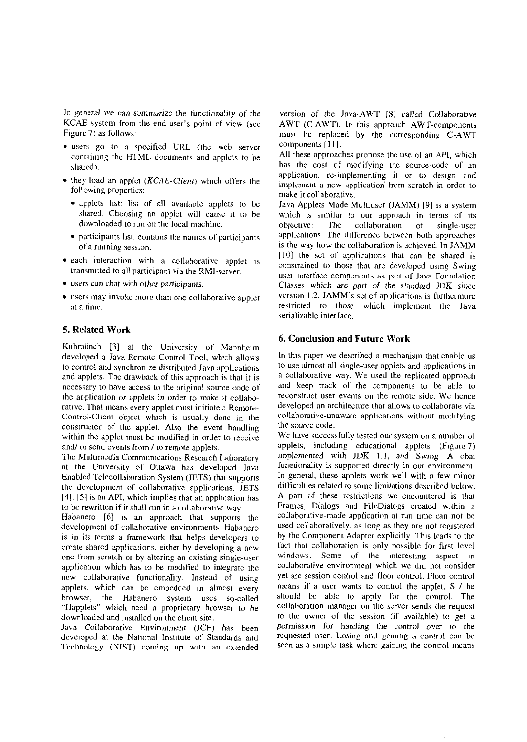In general we can summarize the functionality of the KCAE system from the end-user's point of view (see Figure 7) as follows:

- users go to a specified URL (the web server containing the HTML documents and applets to be shared).
- they load an applet (*KCAE-Client*) which offers the following properties:
  - applets list: list of all available applets to be shared. Choosing an applet will cause it to be downloaded to run on the local machine.
  - participants list: contains the names of participants of a running session.
- each interaction with a collaborative applet is transmitted to all participant via the RMI-server.
- users can chat with other participants.
- users may invoke more than one collaborative applet at a time.

## 5. Related Work

Kuhmünch [3] at the University of Mannheim developed a Java Remote Control Tool, which allows to control and synchronize distributed Java applications and applets. The drawback of this approach is that it is necessary to have access to the original source code of the application or applets in order to make it collaborative. That means every applet must initiate a Remote-Control-Client object which is usually done in the constructor of the applet. Also the event handling within the applet must be modified in order to receive and/ or send events from / to remote applets.

The Multimedia Communications Research Laboratory at the University of Ottawa has developed Java Enabled Telecollaboration System (JETS) that supports the development of collaborative applications. JETS [4], [5] is an API, which implies that an application has to be rewritten if it shall run in a collaborative way.

Habanero [6] is an approach that supports the development of collaborative environments. Habanero is in its terms a framework that helps developers to create shared applications, either by developing a new one from scratch or by altering an existing single-user application which has to be modified to integrate the new collaborative functionality. Instead of using applets, which can be embedded in almost every browser, the Habanero system uses so-called "Happlets" which need a proprietary browser to be downloaded and installed on the client site.

Java Collaborative Environment (JCE) has been developed at the National Institute of Standards and Technology (NIST) coming up with an extended version of the Java-AWT [8] called Collaborative AWT (C-AWT). In this approach AWT-components must be replaced by the corresponding C-AWT components [11].

All these approaches propose the use of an API, which has the cost of modifying the source-code of an application, re-implementing it or to design and implement a new application from scratch in order to make it collaborative.

Java Applets Made Multiuser (JAMM) [9] is a system which is similar to our approach in terms of its objective: The collaboration of single-user applications. The difference between both approaches is the way how the collaboration is achieved. In JAMM [10] the set of applications that can be shared is constrained to those that are developed using Swing user interface components as part of Java Foundation Classes which are part of the standard JDK since version 1.2. JAMM's set of applications is furthermore restricted to those which implement the Java serializable interface.

## 6. Conclusion and Future Work

In this paper we described a mechanism that enable us to use almost all single-user applets and applications in a collaborative way. We used the replicated approach and keep track of the components to be able to reconstruct user events on the remote side. We hence developed an architecture that allows to collaborate via collaborative-unaware applications without modifying the source code.

We have successfully tested our system on a number of applets, including educational applets (Figure 7) implemented with JDK 1.1, and Swing. A chat functionality is supported directly in our environment. In general, these applets work well with a few minor difficulties related to some limitations described below. A part of these restrictions we encountered is that Frames, Dialogs and FileDialogs created within a collaborative-made application at run time can not be used collaboratively, as long as they are not registered by the Component Adapter explicitly. This leads to the fact that collaboration is only possible for first level windows. Some of the interesting aspect in collaborative environment which we did not consider yet are session control and floor control. Floor control means if a user wants to control the applet, S / he should be able to apply for the control. The collaboration manager on the server sends the request to the owner of the session (if available) to get a permission for handing the control over to the requested user. Losing and gaining a control can be seen as a simple task where gaining the control means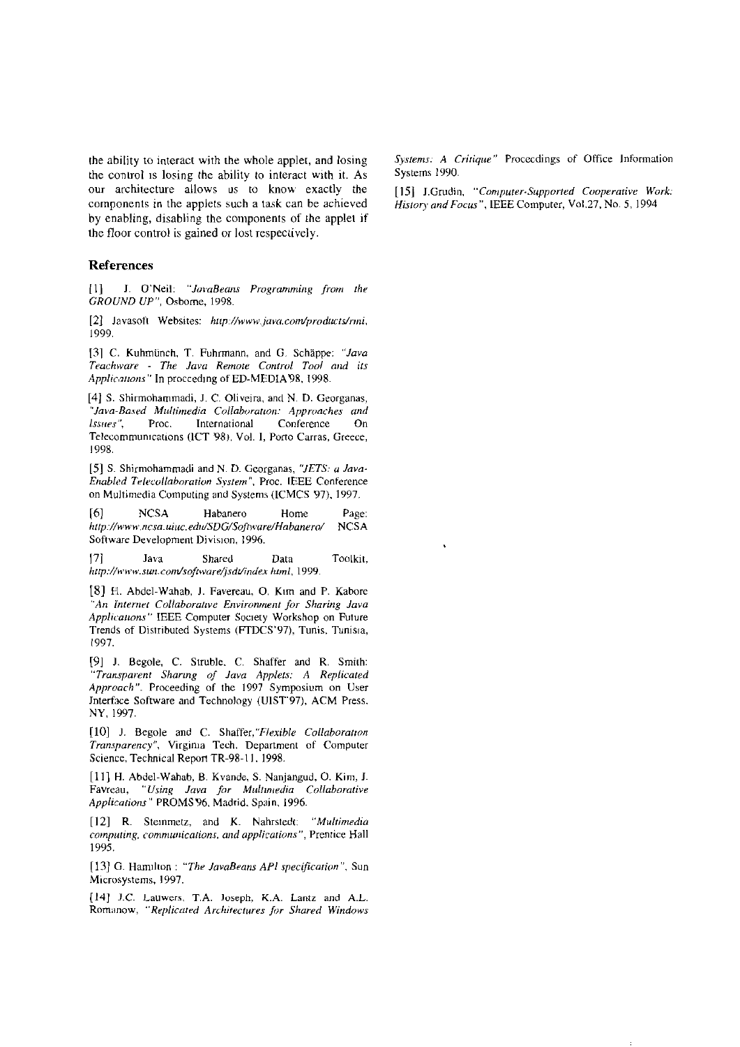the ability to interact with the whole applet, and losing the control is losing the ability to interact with it. As our architecture allows us to know exactly the components in the applets such a task can be achieved by enabling, disabling the components of the applet if the floor control is gained or lost respectively.

## References

[1] J. O'Neil: *"JavaBeans Programming from the GROUND UP"*, Osborne, 1998.

[2] Javasoft Websites: *http://www.java.com/products/rmi*, 1999.

[3] C. Kuhmünch, T. Fuhrmann, and G. Schäppe: *"Java Teachware - The Java Remote Control Tool and its Applications"* In proceeding of ED-MEDIA'98, 1998.

[4] S. Shirmohammadi, J. C. Oliveira, and N. D. Georganas, *"Java-Based Multimedia Collaboration: Approaches and Issues"*, Proc. International Conference On Telecommunications (ICT '98), Vol. I, Porto Carras, Greece, 1998.

[5] S. Shirmohammadi and N. D. Georganas, *"JETS: a Java-Enabled Telecollaboration System"*, Proc. IEEE Conference on Multimedia Computing and Systems (ICMCS '97), 1997.

[6] NCSA Habanero Home Page: *http://www.ncsa.uiuc.edu/SDG/Software/Habanero/* NCSA Software Development Division, 1996.

[7] Java Shared Data Toolkit, *http://www.sun.com/software/jsdt/index.html*, 1999.

[8] H. Abdel-Wahab, J. Favereau, O. Kim and P. Kabore *"An Internet Collaborative Environment for Sharing Java Applications"* IEEE Computer Society Workshop on Future Trends of Distributed Systems (FTDCS'97), Tunis, Tunisia, 1997.

[9] J. Begole, C. Struble, C. Shaffer and R. Smith: *"Transparent Sharing of Java Applets: A Replicated Approach"*. Proceeding of the 1997 Symposium on User Interface Software and Technology (UIST'97), ACM Press, NY, 1997.

[10] J. Begole and C. Shaffer, *"Flexible Collaboration Transparency"*, Virginia Tech. Department of Computer Science, Technical Report TR-98-11, 1998.

[11] H. Abdel-Wahab, B. Kvande, S. Nanjangud, O. Kim, J. Favreau, *"Using Java for Multimedia Collaborative Applications"* PROMS'96, Madrid, Spain, 1996.

[12] R. Steinmetz, and K. Nahrstedt: *"Multimedia computing, communications, and applications"*, Prentice Hall 1995.

[13] G. Hamilton : *"The JavaBeans API specification"*, Sun Microsystems, 1997.

[14] J.C. Lauwers, T.A. Joseph, K.A. Lantz and A.L. Romanow, *"Replicated Architectures for Shared Windows Systems: A Critique"* Proceedings of Office Information Systems 1990.

[15] J.Grudin, *"Computer-Supported Cooperative Work: History and Focus"*, IEEE Computer, Vol.27, No. 5, 1994